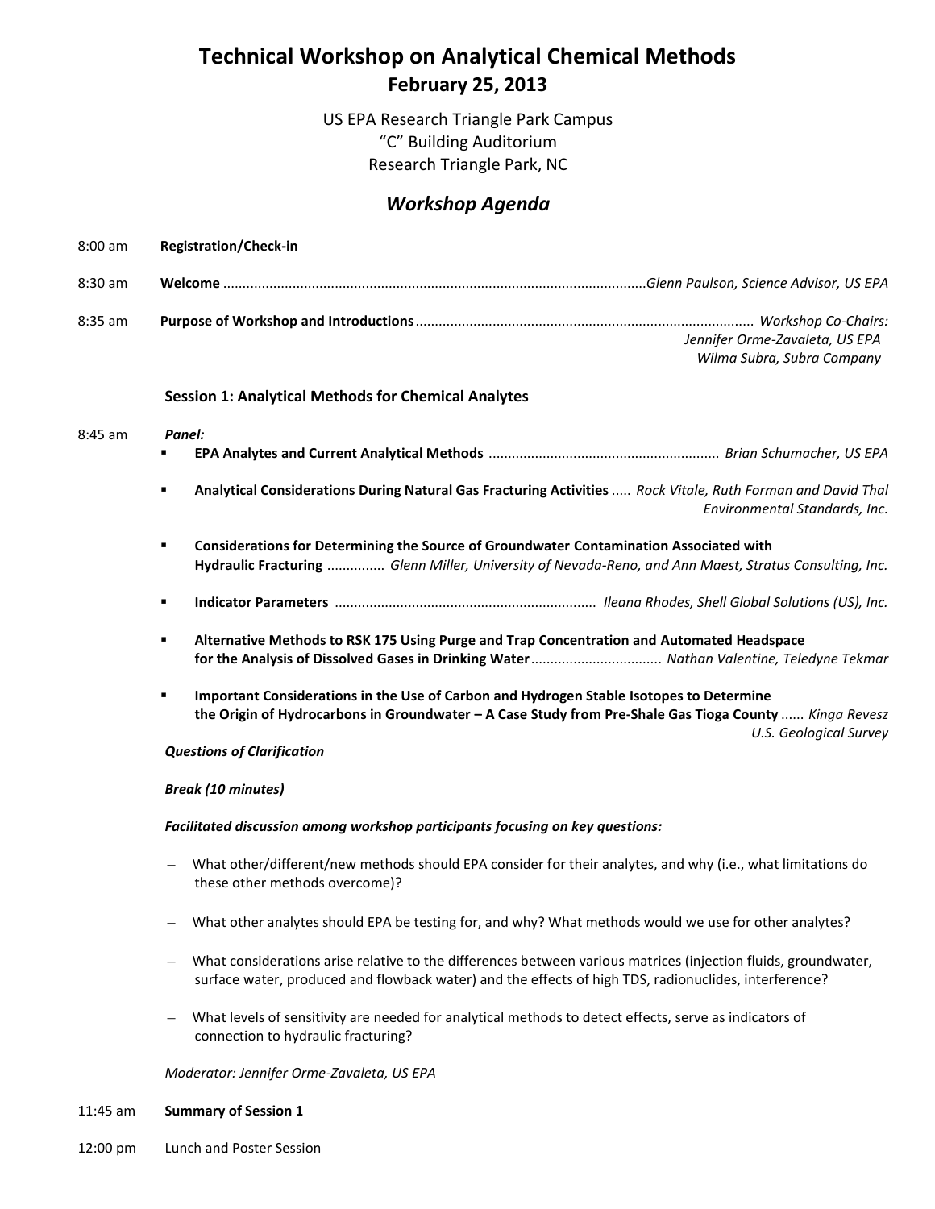# Technical Workshop on Analytical Chemical Methods

## February 25, 2013

US EPA Research Triangle Park Campus
"C" Building Auditorium
Research Triangle Park, NC

## *Workshop Agenda*

8:00 am **Registration/Check-in**

8:30 am **Welcome** ............................................................................................................*Glenn Paulson, Science Advisor, US EPA*

8:35 am **Purpose of Workshop and Introductions**........................................................................................ *Workshop Co-Chairs:*
*Jennifer Orme-Zavaleta, US EPA*
*Wilma Subra, Subra Company*

### Session 1: Analytical Methods for Chemical Analytes

8:45 am ***Panel:***

- **EPA Analytes and Current Analytical Methods** ........................................................... *Brian Schumacher, US EPA*
- **Analytical Considerations During Natural Gas Fracturing Activities** ..... *Rock Vitale, Ruth Forman and David Thal Environmental Standards, Inc.*
- **Considerations for Determining the Source of Groundwater Contamination Associated with Hydraulic Fracturing** .............. *Glenn Miller, University of Nevada-Reno, and Ann Maest, Stratus Consulting, Inc.*
- **Indicator Parameters** .................................................................... *Ileana Rhodes, Shell Global Solutions (US), Inc.*
- **Alternative Methods to RSK 175 Using Purge and Trap Concentration and Automated Headspace for the Analysis of Dissolved Gases in Drinking Water**................................. *Nathan Valentine, Teledyne Tekmar*
- **Important Considerations in the Use of Carbon and Hydrogen Stable Isotopes to Determine the Origin of Hydrocarbons in Groundwater – A Case Study from Pre-Shale Gas Tioga County** ...... *Kinga Revesz U.S. Geological Survey*

***Questions of Clarification***

***Break (10 minutes)***

***Facilitated discussion among workshop participants focusing on key questions:***

- What other/different/new methods should EPA consider for their analytes, and why (i.e., what limitations do these other methods overcome)?
- What other analytes should EPA be testing for, and why? What methods would we use for other analytes?
- What considerations arise relative to the differences between various matrices (injection fluids, groundwater, surface water, produced and flowback water) and the effects of high TDS, radionuclides, interference?
- What levels of sensitivity are needed for analytical methods to detect effects, serve as indicators of connection to hydraulic fracturing?

*Moderator: Jennifer Orme-Zavaleta, US EPA*

11:45 am **Summary of Session 1**

12:00 pm Lunch and Poster Session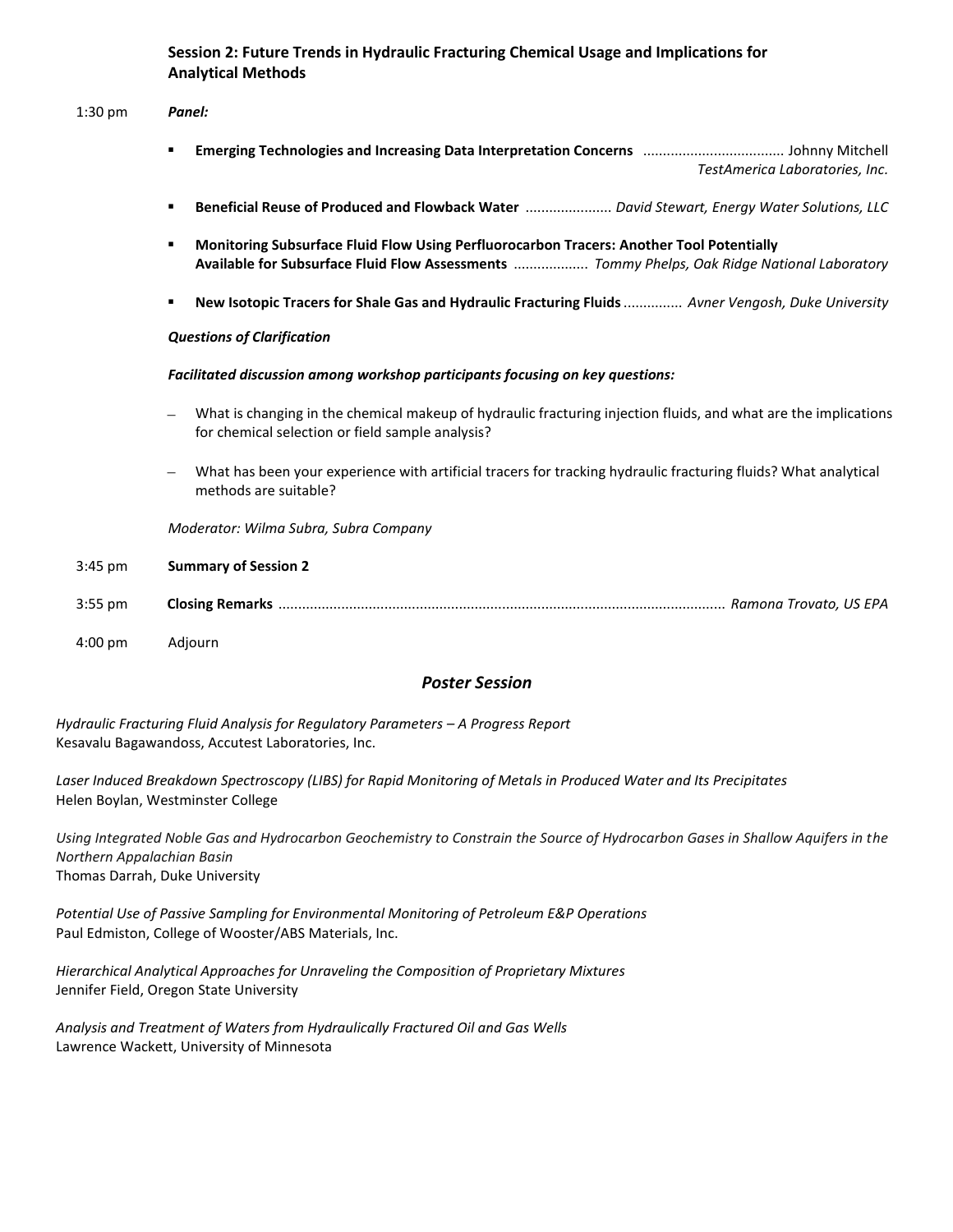**Session 2: Future Trends in Hydraulic Fracturing Chemical Usage and Implications for Analytical Methods**

1:30 pm **_Panel:_**

- **Emerging Technologies and Increasing Data Interpretation Concerns** .................................... Johnny Mitchell *TestAmerica Laboratories, Inc.*
- **Beneficial Reuse of Produced and Flowback Water** ...................... *David Stewart, Energy Water Solutions, LLC*
- **Monitoring Subsurface Fluid Flow Using Perfluorocarbon Tracers: Another Tool Potentially Available for Subsurface Fluid Flow Assessments** .................. *Tommy Phelps, Oak Ridge National Laboratory*
- **New Isotopic Tracers for Shale Gas and Hydraulic Fracturing Fluids** .............. *Avner Vengosh, Duke University*

**_Questions of Clarification_**

**_Facilitated discussion among workshop participants focusing on key questions:_**

- What is changing in the chemical makeup of hydraulic fracturing injection fluids, and what are the implications for chemical selection or field sample analysis?
- What has been your experience with artificial tracers for tracking hydraulic fracturing fluids? What analytical methods are suitable?

*Moderator: Wilma Subra, Subra Company*

3:45 pm **Summary of Session 2**

3:55 pm **Closing Remarks** ................................................................................................................ *Ramona Trovato, US EPA*

4:00 pm Adjourn

## *Poster Session*

*Hydraulic Fracturing Fluid Analysis for Regulatory Parameters – A Progress Report*
Kesavalu Bagawandoss, Accutest Laboratories, Inc.

*Laser Induced Breakdown Spectroscopy (LIBS) for Rapid Monitoring of Metals in Produced Water and Its Precipitates*
Helen Boylan, Westminster College

*Using Integrated Noble Gas and Hydrocarbon Geochemistry to Constrain the Source of Hydrocarbon Gases in Shallow Aquifers in the Northern Appalachian Basin*
Thomas Darrah, Duke University

*Potential Use of Passive Sampling for Environmental Monitoring of Petroleum E&P Operations*
Paul Edmiston, College of Wooster/ABS Materials, Inc.

*Hierarchical Analytical Approaches for Unraveling the Composition of Proprietary Mixtures*
Jennifer Field, Oregon State University

*Analysis and Treatment of Waters from Hydraulically Fractured Oil and Gas Wells*
Lawrence Wackett, University of Minnesota